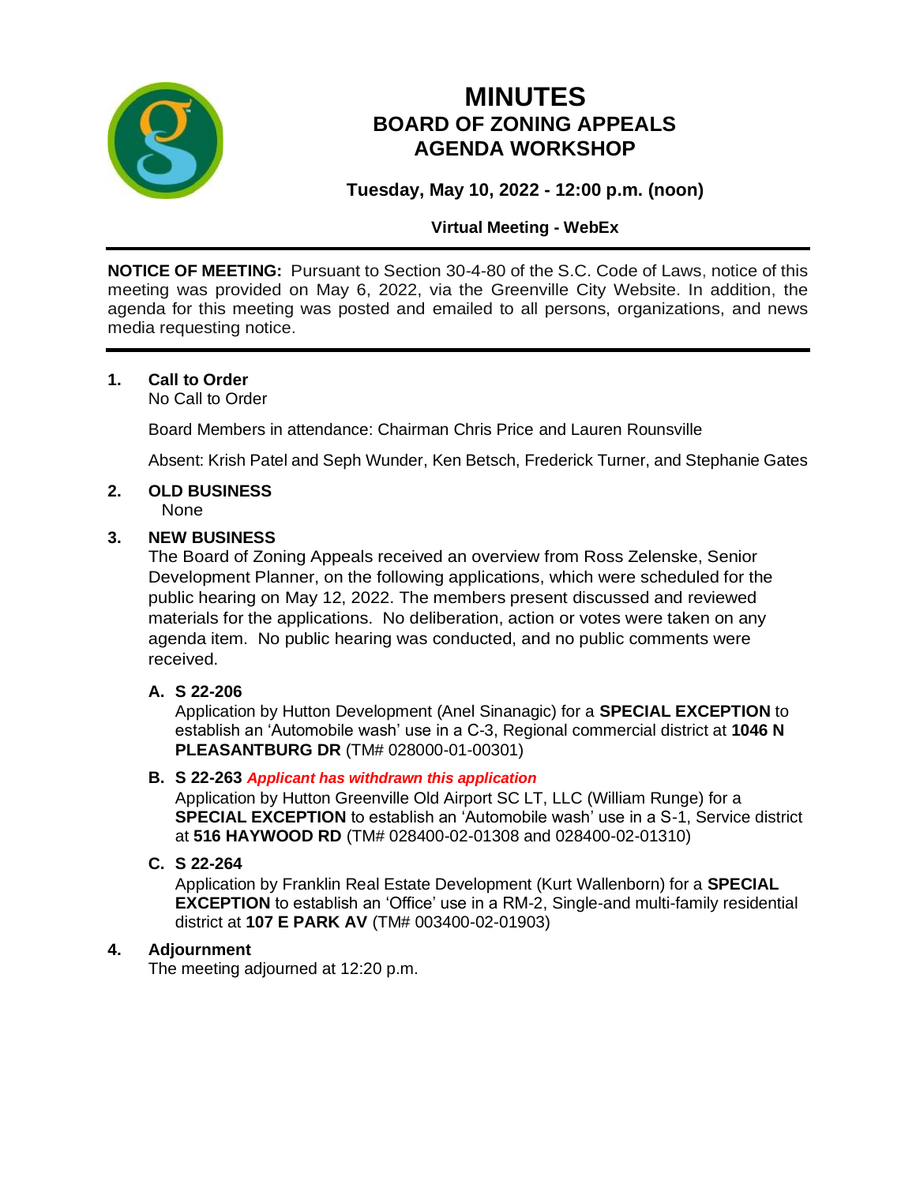# MINUTES
## BOARD OF ZONING APPEALS
## AGENDA WORKSHOP

**Tuesday, May 10, 2022 - 12:00 p.m. (noon)**

**Virtual Meeting - WebEx**

---

**NOTICE OF MEETING:** Pursuant to Section 30-4-80 of the S.C. Code of Laws, notice of this meeting was provided on May 6, 2022, via the Greenville City Website. In addition, the agenda for this meeting was posted and emailed to all persons, organizations, and news media requesting notice.

---

**1. Call to Order**

No Call to Order

Board Members in attendance: Chairman Chris Price and Lauren Rounsville

Absent: Krish Patel and Seph Wunder, Ken Betsch, Frederick Turner, and Stephanie Gates

**2. OLD BUSINESS**

None

**3. NEW BUSINESS**

The Board of Zoning Appeals received an overview from Ross Zelenske, Senior Development Planner, on the following applications, which were scheduled for the public hearing on May 12, 2022. The members present discussed and reviewed materials for the applications. No deliberation, action or votes were taken on any agenda item. No public hearing was conducted, and no public comments were received.

**A. S 22-206**

Application by Hutton Development (Anel Sinanagic) for a **SPECIAL EXCEPTION** to establish an 'Automobile wash' use in a C-3, Regional commercial district at **1046 N PLEASANTBURG DR** (TM# 028000-01-00301)

**B. S 22-263** ***Applicant has withdrawn this application***

Application by Hutton Greenville Old Airport SC LT, LLC (William Runge) for a **SPECIAL EXCEPTION** to establish an 'Automobile wash' use in a S-1, Service district at **516 HAYWOOD RD** (TM# 028400-02-01308 and 028400-02-01310)

**C. S 22-264**

Application by Franklin Real Estate Development (Kurt Wallenborn) for a **SPECIAL EXCEPTION** to establish an 'Office' use in a RM-2, Single-and multi-family residential district at **107 E PARK AV** (TM# 003400-02-01903)

**4. Adjournment**

The meeting adjourned at 12:20 p.m.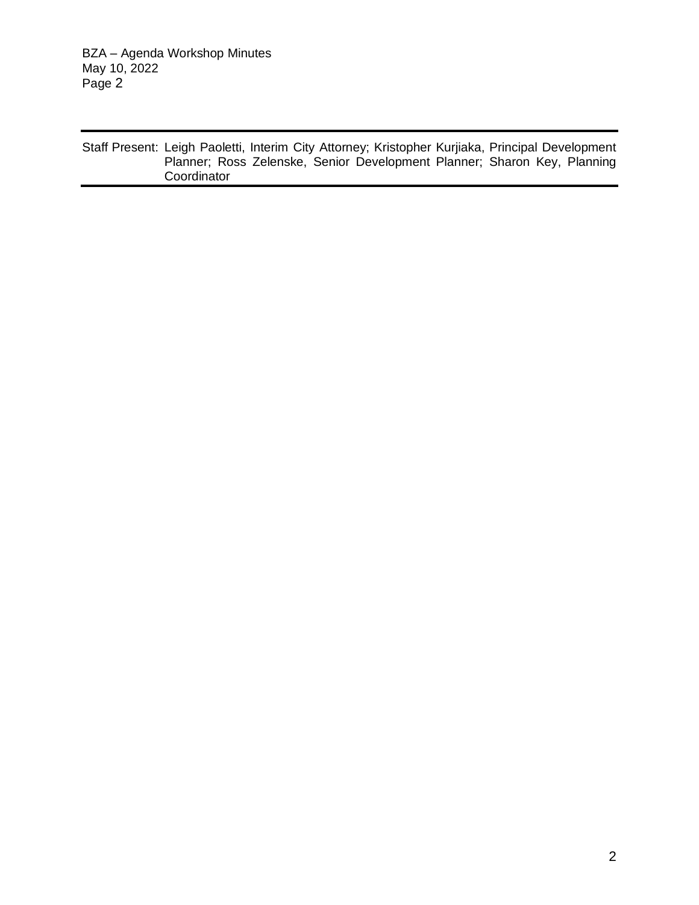Staff Present: Leigh Paoletti, Interim City Attorney; Kristopher Kurjiaka, Principal Development Planner; Ross Zelenske, Senior Development Planner; Sharon Key, Planning Coordinator